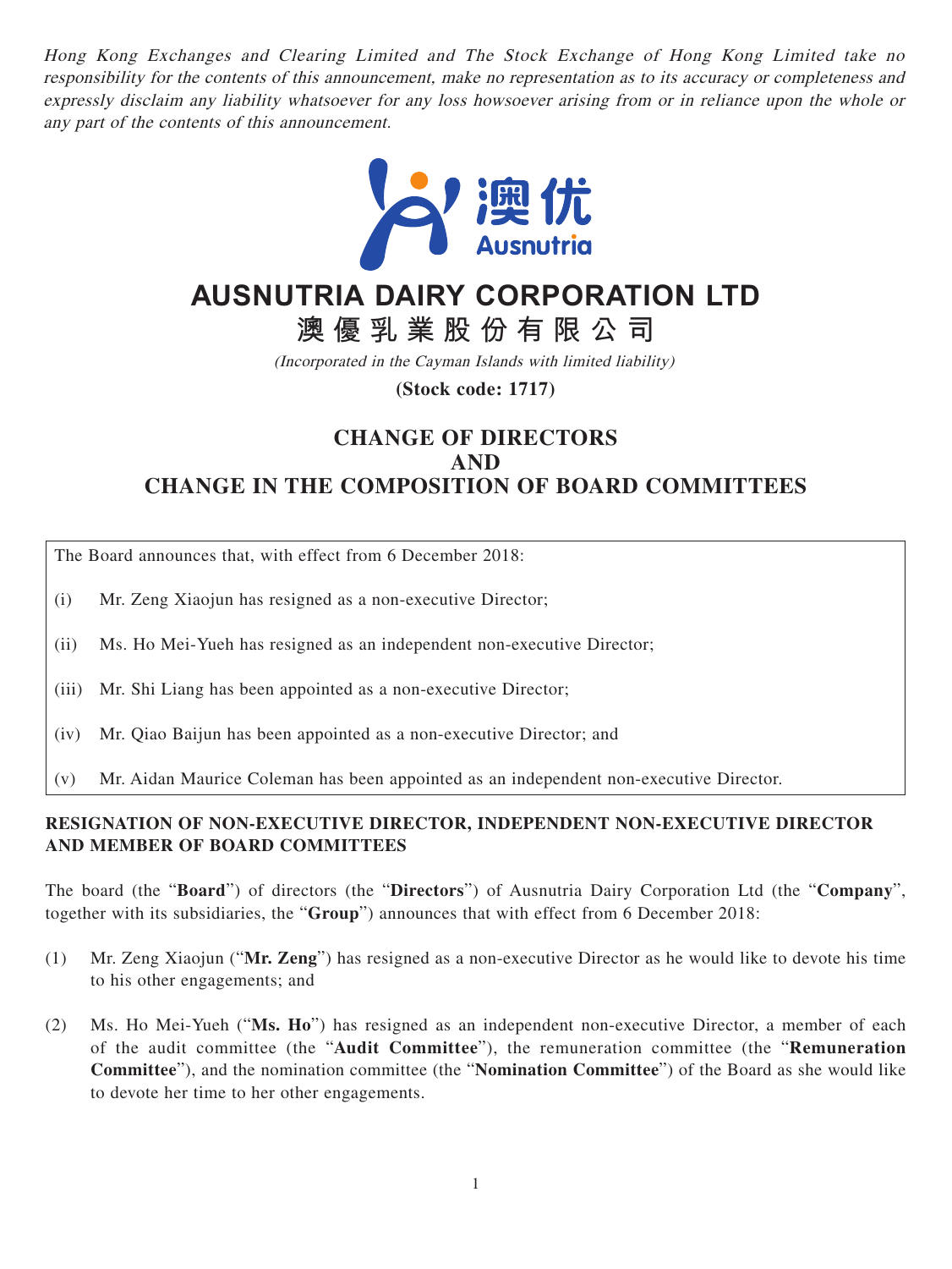*Hong Kong Exchanges and Clearing Limited and The Stock Exchange of Hong Kong Limited take no responsibility for the contents of this announcement, make no representation as to its accuracy or completeness and expressly disclaim any liability whatsoever for any loss howsoever arising from or in reliance upon the whole or any part of the contents of this announcement.*

# AUSNUTRIA DAIRY CORPORATION LTD

# 澳優乳業股份有限公司

*(Incorporated in the Cayman Islands with limited liability)*

**(Stock code: 1717)**

## CHANGE OF DIRECTORS AND CHANGE IN THE COMPOSITION OF BOARD COMMITTEES

The Board announces that, with effect from 6 December 2018:

(i) Mr. Zeng Xiaojun has resigned as a non-executive Director;

(ii) Ms. Ho Mei-Yueh has resigned as an independent non-executive Director;

(iii) Mr. Shi Liang has been appointed as a non-executive Director;

(iv) Mr. Qiao Baijun has been appointed as a non-executive Director; and

(v) Mr. Aidan Maurice Coleman has been appointed as an independent non-executive Director.

### RESIGNATION OF NON-EXECUTIVE DIRECTOR, INDEPENDENT NON-EXECUTIVE DIRECTOR AND MEMBER OF BOARD COMMITTEES

The board (the "**Board**") of directors (the "**Directors**") of Ausnutria Dairy Corporation Ltd (the "**Company**", together with its subsidiaries, the "**Group**") announces that with effect from 6 December 2018:

(1) Mr. Zeng Xiaojun ("**Mr. Zeng**") has resigned as a non-executive Director as he would like to devote his time to his other engagements; and

(2) Ms. Ho Mei-Yueh ("**Ms. Ho**") has resigned as an independent non-executive Director, a member of each of the audit committee (the "**Audit Committee**"), the remuneration committee (the "**Remuneration Committee**"), and the nomination committee (the "**Nomination Committee**") of the Board as she would like to devote her time to her other engagements.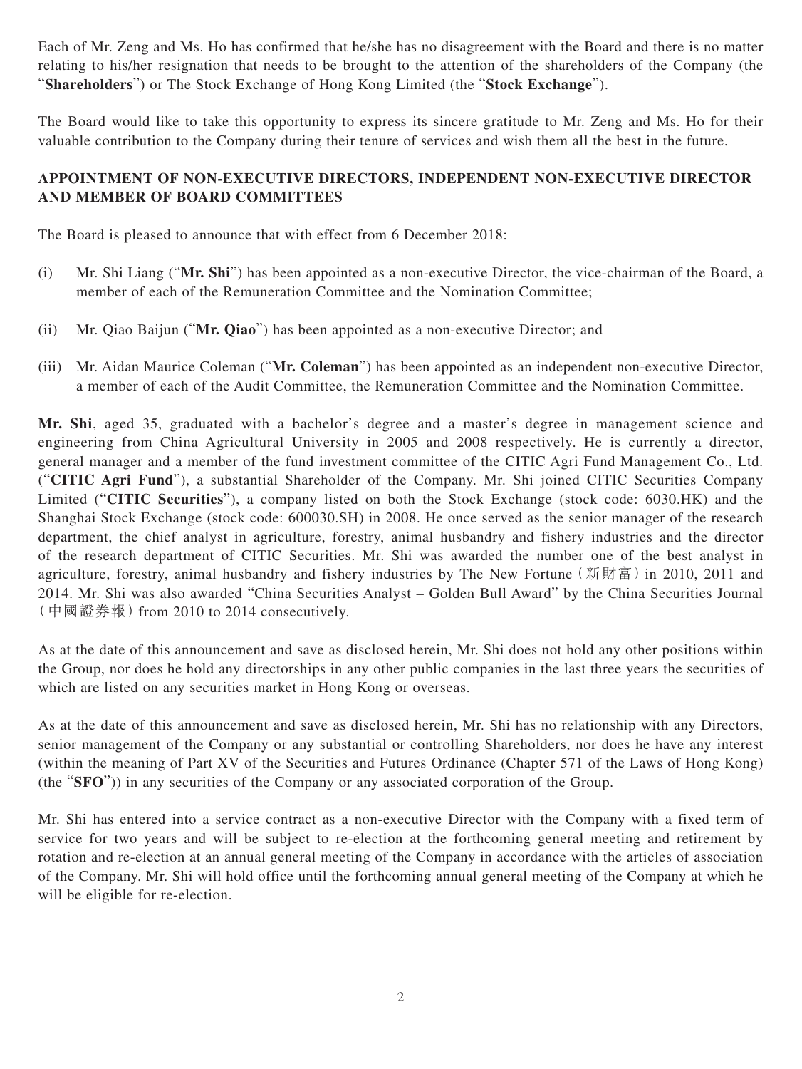Each of Mr. Zeng and Ms. Ho has confirmed that he/she has no disagreement with the Board and there is no matter relating to his/her resignation that needs to be brought to the attention of the shareholders of the Company (the "**Shareholders**") or The Stock Exchange of Hong Kong Limited (the "**Stock Exchange**").

The Board would like to take this opportunity to express its sincere gratitude to Mr. Zeng and Ms. Ho for their valuable contribution to the Company during their tenure of services and wish them all the best in the future.

## APPOINTMENT OF NON-EXECUTIVE DIRECTORS, INDEPENDENT NON-EXECUTIVE DIRECTOR AND MEMBER OF BOARD COMMITTEES

The Board is pleased to announce that with effect from 6 December 2018:

(i) Mr. Shi Liang ("**Mr. Shi**") has been appointed as a non-executive Director, the vice-chairman of the Board, a member of each of the Remuneration Committee and the Nomination Committee;

(ii) Mr. Qiao Baijun ("**Mr. Qiao**") has been appointed as a non-executive Director; and

(iii) Mr. Aidan Maurice Coleman ("**Mr. Coleman**") has been appointed as an independent non-executive Director, a member of each of the Audit Committee, the Remuneration Committee and the Nomination Committee.

**Mr. Shi**, aged 35, graduated with a bachelor's degree and a master's degree in management science and engineering from China Agricultural University in 2005 and 2008 respectively. He is currently a director, general manager and a member of the fund investment committee of the CITIC Agri Fund Management Co., Ltd. ("**CITIC Agri Fund**"), a substantial Shareholder of the Company. Mr. Shi joined CITIC Securities Company Limited ("**CITIC Securities**"), a company listed on both the Stock Exchange (stock code: 6030.HK) and the Shanghai Stock Exchange (stock code: 600030.SH) in 2008. He once served as the senior manager of the research department, the chief analyst in agriculture, forestry, animal husbandry and fishery industries and the director of the research department of CITIC Securities. Mr. Shi was awarded the number one of the best analyst in agriculture, forestry, animal husbandry and fishery industries by The New Fortune（新財富）in 2010, 2011 and 2014. Mr. Shi was also awarded "China Securities Analyst – Golden Bull Award" by the China Securities Journal（中國證券報）from 2010 to 2014 consecutively.

As at the date of this announcement and save as disclosed herein, Mr. Shi does not hold any other positions within the Group, nor does he hold any directorships in any other public companies in the last three years the securities of which are listed on any securities market in Hong Kong or overseas.

As at the date of this announcement and save as disclosed herein, Mr. Shi has no relationship with any Directors, senior management of the Company or any substantial or controlling Shareholders, nor does he have any interest (within the meaning of Part XV of the Securities and Futures Ordinance (Chapter 571 of the Laws of Hong Kong) (the "**SFO**")) in any securities of the Company or any associated corporation of the Group.

Mr. Shi has entered into a service contract as a non-executive Director with the Company with a fixed term of service for two years and will be subject to re-election at the forthcoming general meeting and retirement by rotation and re-election at an annual general meeting of the Company in accordance with the articles of association of the Company. Mr. Shi will hold office until the forthcoming annual general meeting of the Company at which he will be eligible for re-election.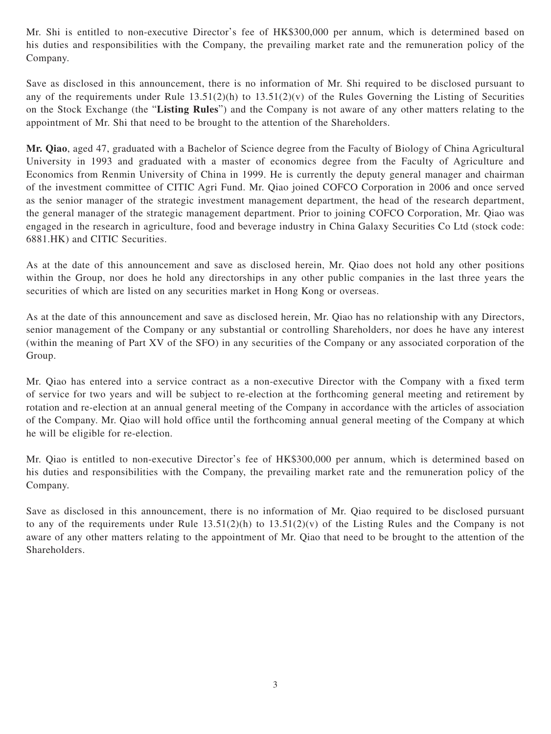Mr. Shi is entitled to non-executive Director's fee of HK$300,000 per annum, which is determined based on his duties and responsibilities with the Company, the prevailing market rate and the remuneration policy of the Company.

Save as disclosed in this announcement, there is no information of Mr. Shi required to be disclosed pursuant to any of the requirements under Rule 13.51(2)(h) to 13.51(2)(v) of the Rules Governing the Listing of Securities on the Stock Exchange (the "**Listing Rules**") and the Company is not aware of any other matters relating to the appointment of Mr. Shi that need to be brought to the attention of the Shareholders.

**Mr. Qiao**, aged 47, graduated with a Bachelor of Science degree from the Faculty of Biology of China Agricultural University in 1993 and graduated with a master of economics degree from the Faculty of Agriculture and Economics from Renmin University of China in 1999. He is currently the deputy general manager and chairman of the investment committee of CITIC Agri Fund. Mr. Qiao joined COFCO Corporation in 2006 and once served as the senior manager of the strategic investment management department, the head of the research department, the general manager of the strategic management department. Prior to joining COFCO Corporation, Mr. Qiao was engaged in the research in agriculture, food and beverage industry in China Galaxy Securities Co Ltd (stock code: 6881.HK) and CITIC Securities.

As at the date of this announcement and save as disclosed herein, Mr. Qiao does not hold any other positions within the Group, nor does he hold any directorships in any other public companies in the last three years the securities of which are listed on any securities market in Hong Kong or overseas.

As at the date of this announcement and save as disclosed herein, Mr. Qiao has no relationship with any Directors, senior management of the Company or any substantial or controlling Shareholders, nor does he have any interest (within the meaning of Part XV of the SFO) in any securities of the Company or any associated corporation of the Group.

Mr. Qiao has entered into a service contract as a non-executive Director with the Company with a fixed term of service for two years and will be subject to re-election at the forthcoming general meeting and retirement by rotation and re-election at an annual general meeting of the Company in accordance with the articles of association of the Company. Mr. Qiao will hold office until the forthcoming annual general meeting of the Company at which he will be eligible for re-election.

Mr. Qiao is entitled to non-executive Director's fee of HK$300,000 per annum, which is determined based on his duties and responsibilities with the Company, the prevailing market rate and the remuneration policy of the Company.

Save as disclosed in this announcement, there is no information of Mr. Qiao required to be disclosed pursuant to any of the requirements under Rule 13.51(2)(h) to 13.51(2)(v) of the Listing Rules and the Company is not aware of any other matters relating to the appointment of Mr. Qiao that need to be brought to the attention of the Shareholders.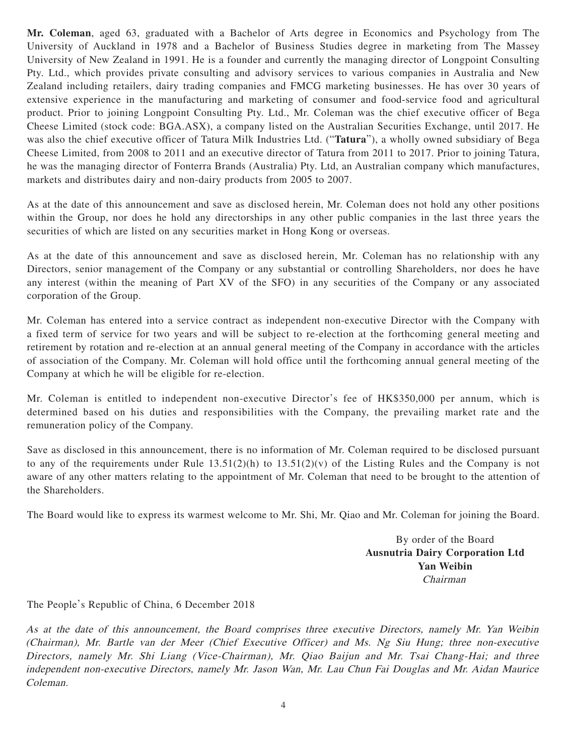**Mr. Coleman**, aged 63, graduated with a Bachelor of Arts degree in Economics and Psychology from The University of Auckland in 1978 and a Bachelor of Business Studies degree in marketing from The Massey University of New Zealand in 1991. He is a founder and currently the managing director of Longpoint Consulting Pty. Ltd., which provides private consulting and advisory services to various companies in Australia and New Zealand including retailers, dairy trading companies and FMCG marketing businesses. He has over 30 years of extensive experience in the manufacturing and marketing of consumer and food-service food and agricultural product. Prior to joining Longpoint Consulting Pty. Ltd., Mr. Coleman was the chief executive officer of Bega Cheese Limited (stock code: BGA.ASX), a company listed on the Australian Securities Exchange, until 2017. He was also the chief executive officer of Tatura Milk Industries Ltd. ("**Tatura**"), a wholly owned subsidiary of Bega Cheese Limited, from 2008 to 2011 and an executive director of Tatura from 2011 to 2017. Prior to joining Tatura, he was the managing director of Fonterra Brands (Australia) Pty. Ltd, an Australian company which manufactures, markets and distributes dairy and non-dairy products from 2005 to 2007.

As at the date of this announcement and save as disclosed herein, Mr. Coleman does not hold any other positions within the Group, nor does he hold any directorships in any other public companies in the last three years the securities of which are listed on any securities market in Hong Kong or overseas.

As at the date of this announcement and save as disclosed herein, Mr. Coleman has no relationship with any Directors, senior management of the Company or any substantial or controlling Shareholders, nor does he have any interest (within the meaning of Part XV of the SFO) in any securities of the Company or any associated corporation of the Group.

Mr. Coleman has entered into a service contract as independent non-executive Director with the Company with a fixed term of service for two years and will be subject to re-election at the forthcoming general meeting and retirement by rotation and re-election at an annual general meeting of the Company in accordance with the articles of association of the Company. Mr. Coleman will hold office until the forthcoming annual general meeting of the Company at which he will be eligible for re-election.

Mr. Coleman is entitled to independent non-executive Director's fee of HK$350,000 per annum, which is determined based on his duties and responsibilities with the Company, the prevailing market rate and the remuneration policy of the Company.

Save as disclosed in this announcement, there is no information of Mr. Coleman required to be disclosed pursuant to any of the requirements under Rule 13.51(2)(h) to 13.51(2)(v) of the Listing Rules and the Company is not aware of any other matters relating to the appointment of Mr. Coleman that need to be brought to the attention of the Shareholders.

The Board would like to express its warmest welcome to Mr. Shi, Mr. Qiao and Mr. Coleman for joining the Board.

By order of the Board
**Ausnutria Dairy Corporation Ltd**
**Yan Weibin**
*Chairman*

The People's Republic of China, 6 December 2018

*As at the date of this announcement, the Board comprises three executive Directors, namely Mr. Yan Weibin (Chairman), Mr. Bartle van der Meer (Chief Executive Officer) and Ms. Ng Siu Hung; three non-executive Directors, namely Mr. Shi Liang (Vice-Chairman), Mr. Qiao Baijun and Mr. Tsai Chang-Hai; and three independent non-executive Directors, namely Mr. Jason Wan, Mr. Lau Chun Fai Douglas and Mr. Aidan Maurice Coleman.*